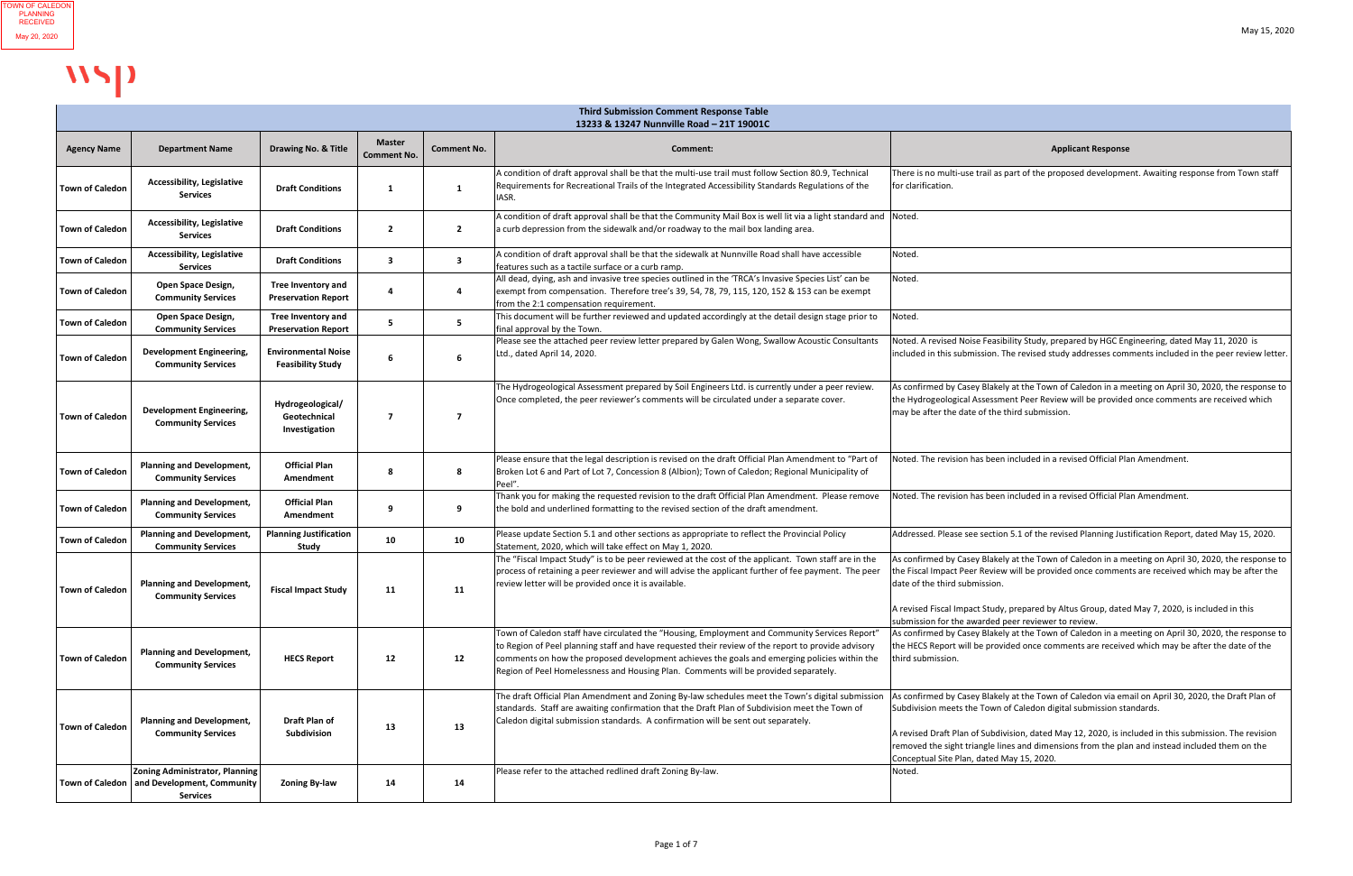TOWN OF CALEDON PLANNING RECEIVED
May 20, 2020

May 15, 2020

wsp

| Third Submission Comment Response Table 13233 & 13247 Nunnville Road – 21T 19001C | | | | | | |
|---|---|---|---|---|---|---|
| **Agency Name** | **Department Name** | **Drawing No. & Title** | **Master Comment No.** | **Comment No.** | **Comment:** | **Applicant Response** |
| **Town of Caledon** | **Accessibility, Legislative Services** | **Draft Conditions** | **1** | **1** | A condition of draft approval shall be that the multi-use trail must follow Section 80.9, Technical Requirements for Recreational Trails of the Integrated Accessibility Standards Regulations of the IASR. | There is no multi-use trail as part of the proposed development. Awaiting response from Town staff for clarification. |
| **Town of Caledon** | **Accessibility, Legislative Services** | **Draft Conditions** | **2** | **2** | A condition of draft approval shall be that the Community Mail Box is well lit via a light standard and a curb depression from the sidewalk and/or roadway to the mail box landing area. | Noted. |
| **Town of Caledon** | **Accessibility, Legislative Services** | **Draft Conditions** | **3** | **3** | A condition of draft approval shall be that the sidewalk at Nunnville Road shall have accessible features such as a tactile surface or a curb ramp. | Noted. |
| **Town of Caledon** | **Open Space Design, Community Services** | **Tree Inventory and Preservation Report** | **4** | **4** | All dead, dying, ash and invasive tree species outlined in the 'TRCA's Invasive Species List' can be exempt from compensation. Therefore tree's 39, 54, 78, 79, 115, 120, 152 & 153 can be exempt from the 2:1 compensation requirement. | Noted. |
| **Town of Caledon** | **Open Space Design, Community Services** | **Tree Inventory and Preservation Report** | **5** | **5** | This document will be further reviewed and updated accordingly at the detail design stage prior to final approval by the Town. | Noted. |
| **Town of Caledon** | **Development Engineering, Community Services** | **Environmental Noise Feasibility Study** | **6** | **6** | Please see the attached peer review letter prepared by Galen Wong, Swallow Acoustic Consultants Ltd., dated April 14, 2020. | Noted. A revised Noise Feasibility Study, prepared by HGC Engineering, dated May 11, 2020 is included in this submission. The revised study addresses comments included in the peer review letter. |
| **Town of Caledon** | **Development Engineering, Community Services** | **Hydrogeological/ Geotechnical Investigation** | **7** | **7** | The Hydrogeological Assessment prepared by Soil Engineers Ltd. is currently under a peer review. Once completed, the peer reviewer's comments will be circulated under a separate cover. | As confirmed by Casey Blakely at the Town of Caledon in a meeting on April 30, 2020, the response to the Hydrogeological Assessment Peer Review will be provided once comments are received which may be after the date of the third submission. |
| **Town of Caledon** | **Planning and Development, Community Services** | **Official Plan Amendment** | **8** | **8** | Please ensure that the legal description is revised on the draft Official Plan Amendment to "Part of Broken Lot 6 and Part of Lot 7, Concession 8 (Albion); Town of Caledon; Regional Municipality of Peel". | Noted. The revision has been included in a revised Official Plan Amendment. |
| **Town of Caledon** | **Planning and Development, Community Services** | **Official Plan Amendment** | **9** | **9** | Thank you for making the requested revision to the draft Official Plan Amendment. Please remove the bold and underlined formatting to the revised section of the draft amendment. | Noted. The revision has been included in a revised Official Plan Amendment. |
| **Town of Caledon** | **Planning and Development, Community Services** | **Planning Justification Study** | **10** | **10** | Please update Section 5.1 and other sections as appropriate to reflect the Provincial Policy Statement, 2020, which will take effect on May 1, 2020. | Addressed. Please see section 5.1 of the revised Planning Justification Report, dated May 15, 2020. |
| **Town of Caledon** | **Planning and Development, Community Services** | **Fiscal Impact Study** | **11** | **11** | The "Fiscal Impact Study" is to be peer reviewed at the cost of the applicant. Town staff are in the process of retaining a peer reviewer and will advise the applicant further of fee payment. The peer review letter will be provided once it is available. | As confirmed by Casey Blakely at the Town of Caledon in a meeting on April 30, 2020, the response to the Fiscal Impact Peer Review will be provided once comments are received which may be after the date of the third submission.<br><br>A revised Fiscal Impact Study, prepared by Altus Group, dated May 7, 2020, is included in this submission for the awarded peer reviewer to review. |
| **Town of Caledon** | **Planning and Development, Community Services** | **HECS Report** | **12** | **12** | Town of Caledon staff have circulated the "Housing, Employment and Community Services Report" to Region of Peel planning staff and have requested their review of the report to provide advisory comments on how the proposed development achieves the goals and emerging policies within the Region of Peel Homelessness and Housing Plan. Comments will be provided separately. | As confirmed by Casey Blakely at the Town of Caledon in a meeting on April 30, 2020, the response to the HECS Report will be provided once comments are received which may be after the date of the third submission. |
| **Town of Caledon** | **Planning and Development, Community Services** | **Draft Plan of Subdivision** | **13** | **13** | The draft Official Plan Amendment and Zoning By-law schedules meet the Town's digital submission standards. Staff are awaiting confirmation that the Draft Plan of Subdivision meet the Town of Caledon digital submission standards. A confirmation will be sent out separately. | As confirmed by Casey Blakely at the Town of Caledon via email on April 30, 2020, the Draft Plan of Subdivision meets the Town of Caledon digital submission standards.<br><br>A revised Draft Plan of Subdivision, dated May 12, 2020, is included in this submission. The revision removed the sight triangle lines and dimensions from the plan and instead included them on the Conceptual Site Plan, dated May 15, 2020. |
| **Town of Caledon** | **Zoning Administrator, Planning and Development, Community Services** | **Zoning By-law** | **14** | **14** | Please refer to the attached redlined draft Zoning By-law. | Noted. |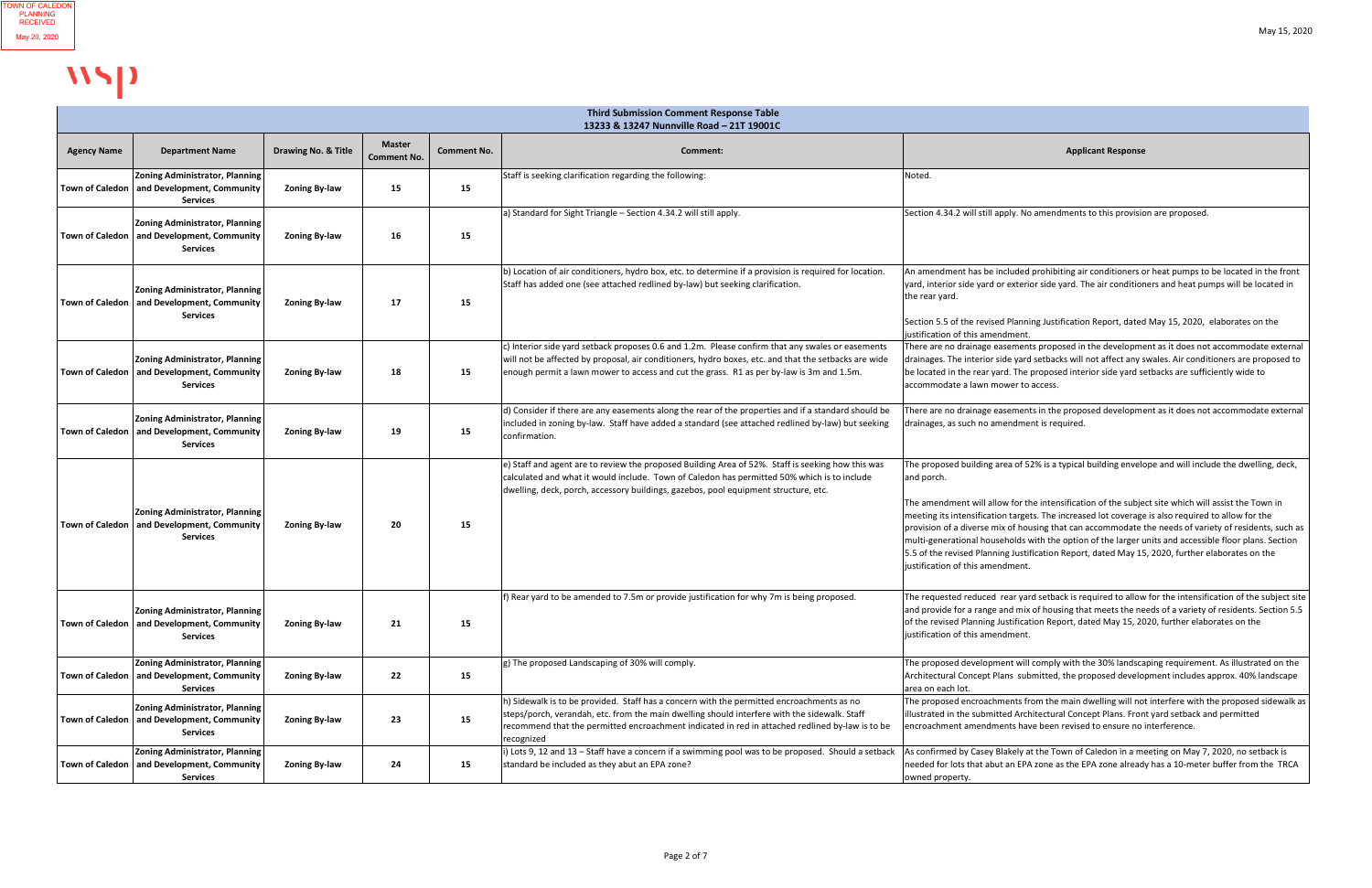TOWN OF CALEDON PLANNING RECEIVED May 20, 2020

May 15, 2020

**Third Submission Comment Response Table**
**13233 & 13247 Nunnville Road – 21T 19001C**

| Agency Name | Department Name | Drawing No. & Title | Master Comment No. | Comment No. | Comment: | Applicant Response |
|---|---|---|---|---|---|---|
| Town of Caledon | Zoning Administrator, Planning and Development, Community Services | Zoning By-law | 15 | 15 | Staff is seeking clarification regarding the following: | Noted. |
| Town of Caledon | Zoning Administrator, Planning and Development, Community Services | Zoning By-law | 16 | 15 | a) Standard for Sight Triangle – Section 4.34.2 will still apply. | Section 4.34.2 will still apply. No amendments to this provision are proposed. |
| Town of Caledon | Zoning Administrator, Planning and Development, Community Services | Zoning By-law | 17 | 15 | b) Location of air conditioners, hydro box, etc. to determine if a provision is required for location. Staff has added one (see attached redlined by-law) but seeking clarification. | An amendment has be included prohibiting air conditioners or heat pumps to be located in the front yard, interior side yard or exterior side yard. The air conditioners and heat pumps will be located in the rear yard.<br><br>Section 5.5 of the revised Planning Justification Report, dated May 15, 2020, elaborates on the justification of this amendment. |
| Town of Caledon | Zoning Administrator, Planning and Development, Community Services | Zoning By-law | 18 | 15 | c) Interior side yard setback proposes 0.6 and 1.2m. Please confirm that any swales or easements will not be affected by proposal, air conditioners, hydro boxes, etc. and that the setbacks are wide enough permit a lawn mower to access and cut the grass. R1 as per by-law is 3m and 1.5m. | There are no drainage easements proposed in the development as it does not accommodate external drainages. The interior side yard setbacks will not affect any swales. Air conditioners are proposed to be located in the rear yard. The proposed interior side yard setbacks are sufficiently wide to accommodate a lawn mower to access. |
| Town of Caledon | Zoning Administrator, Planning and Development, Community Services | Zoning By-law | 19 | 15 | d) Consider if there are any easements along the rear of the properties and if a standard should be included in zoning by-law. Staff have added a standard (see attached redlined by-law) but seeking confirmation. | There are no drainage easements in the proposed development as it does not accommodate external drainages, as such no amendment is required. |
| Town of Caledon | Zoning Administrator, Planning and Development, Community Services | Zoning By-law | 20 | 15 | e) Staff and agent are to review the proposed Building Area of 52%. Staff is seeking how this was calculated and what it would include. Town of Caledon has permitted 50% which is to include dwelling, deck, porch, accessory buildings, gazebos, pool equipment structure, etc. | The proposed building area of 52% is a typical building envelope and will include the dwelling, deck, and porch.<br><br>The amendment will allow for the intensification of the subject site which will assist the Town in meeting its intensification targets. The increased lot coverage is also required to allow for the provision of a diverse mix of housing that can accommodate the needs of variety of residents, such as multi-generational households with the option of the larger units and accessible floor plans. Section 5.5 of the revised Planning Justification Report, dated May 15, 2020, further elaborates on the justification of this amendment. |
| Town of Caledon | Zoning Administrator, Planning and Development, Community Services | Zoning By-law | 21 | 15 | f) Rear yard to be amended to 7.5m or provide justification for why 7m is being proposed. | The requested reduced rear yard setback is required to allow for the intensification of the subject site and provide for a range and mix of housing that meets the needs of a variety of residents. Section 5.5 of the revised Planning Justification Report, dated May 15, 2020, further elaborates on the justification of this amendment. |
| Town of Caledon | Zoning Administrator, Planning and Development, Community Services | Zoning By-law | 22 | 15 | g) The proposed Landscaping of 30% will comply. | The proposed development will comply with the 30% landscaping requirement. As illustrated on the Architectural Concept Plans submitted, the proposed development includes approx. 40% landscape area on each lot. |
| Town of Caledon | Zoning Administrator, Planning and Development, Community Services | Zoning By-law | 23 | 15 | h) Sidewalk is to be provided. Staff has a concern with the permitted encroachments as no steps/porch, verandah, etc. from the main dwelling should interfere with the sidewalk. Staff recommend that the permitted encroachment indicated in red in attached redlined by-law is to be recognized | The proposed encroachments from the main dwelling will not interfere with the proposed sidewalk as illustrated in the submitted Architectural Concept Plans. Front yard setback and permitted encroachment amendments have been revised to ensure no interference. |
| Town of Caledon | Zoning Administrator, Planning and Development, Community Services | Zoning By-law | 24 | 15 | i) Lots 9, 12 and 13 – Staff have a concern if a swimming pool was to be proposed. Should a setback standard be included as they abut an EPA zone? | As confirmed by Casey Blakely at the Town of Caledon in a meeting on May 7, 2020, no setback is needed for lots that abut an EPA zone as the EPA zone already has a 10-meter buffer from the TRCA owned property. |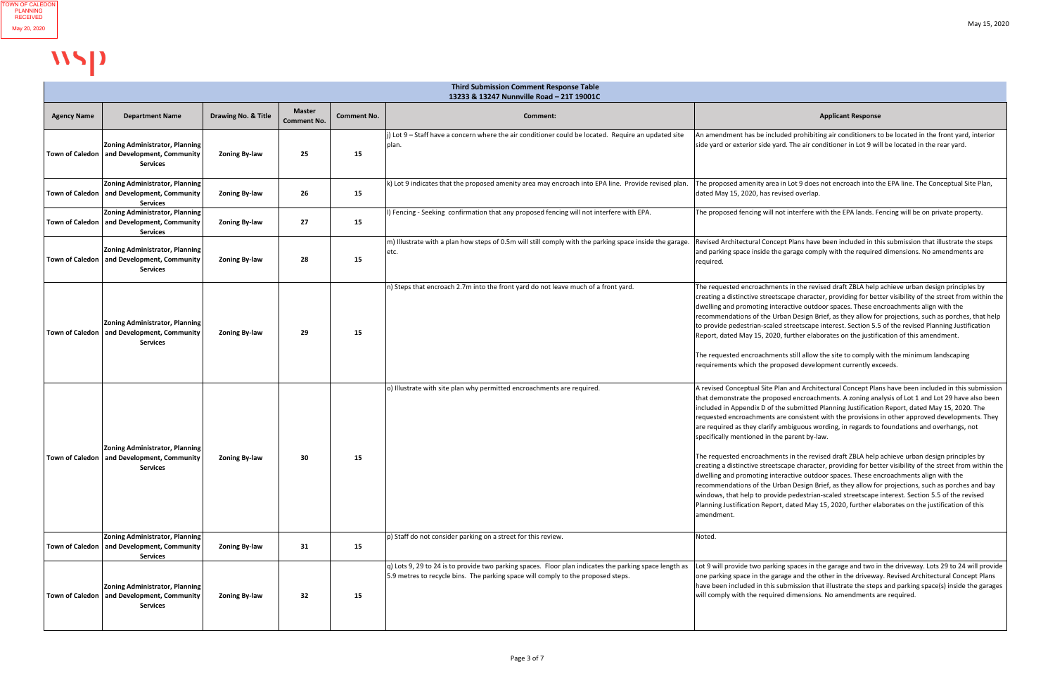TOWN OF CALEDON PLANNING RECEIVED May 20, 2020

May 15, 2020

**Third Submission Comment Response Table**
**13233 & 13247 Nunnville Road – 21T 19001C**

| Agency Name | Department Name | Drawing No. & Title | Master Comment No. | Comment No. | Comment: | Applicant Response |
|---|---|---|---|---|---|---|
| Town of Caledon | Zoning Administrator, Planning and Development, Community Services | Zoning By-law | 25 | 15 | j) Lot 9 – Staff have a concern where the air conditioner could be located. Require an updated site plan. | An amendment has be included prohibiting air conditioners to be located in the front yard, interior side yard or exterior side yard. The air conditioner in Lot 9 will be located in the rear yard. |
| Town of Caledon | Zoning Administrator, Planning and Development, Community Services | Zoning By-law | 26 | 15 | k) Lot 9 indicates that the proposed amenity area may encroach into EPA line. Provide revised plan. | The proposed amenity area in Lot 9 does not encroach into the EPA line. The Conceptual Site Plan, dated May 15, 2020, has revised overlap. |
| Town of Caledon | Zoning Administrator, Planning and Development, Community Services | Zoning By-law | 27 | 15 | l) Fencing - Seeking confirmation that any proposed fencing will not interfere with EPA. | The proposed fencing will not interfere with the EPA lands. Fencing will be on private property. |
| Town of Caledon | Zoning Administrator, Planning and Development, Community Services | Zoning By-law | 28 | 15 | m) Illustrate with a plan how steps of 0.5m will still comply with the parking space inside the garage. etc. | Revised Architectural Concept Plans have been included in this submission that illustrate the steps and parking space inside the garage comply with the required dimensions. No amendments are required. |
| Town of Caledon | Zoning Administrator, Planning and Development, Community Services | Zoning By-law | 29 | 15 | n) Steps that encroach 2.7m into the front yard do not leave much of a front yard. | The requested encroachments in the revised draft ZBLA help achieve urban design principles by creating a distinctive streetscape character, providing for better visibility of the street from within the dwelling and promoting interactive outdoor spaces. These encroachments align with the recommendations of the Urban Design Brief, as they allow for projections, such as porches, that help to provide pedestrian-scaled streetscape interest. Section 5.5 of the revised Planning Justification Report, dated May 15, 2020, further elaborates on the justification of this amendment.<br><br>The requested encroachments still allow the site to comply with the minimum landscaping requirements which the proposed development currently exceeds. |
| Town of Caledon | Zoning Administrator, Planning and Development, Community Services | Zoning By-law | 30 | 15 | o) Illustrate with site plan why permitted encroachments are required. | A revised Conceptual Site Plan and Architectural Concept Plans have been included in this submission that demonstrate the proposed encroachments. A zoning analysis of Lot 1 and Lot 29 have also been included in Appendix D of the submitted Planning Justification Report, dated May 15, 2020. The requested encroachments are consistent with the provisions in other approved developments. They are required as they clarify ambiguous wording, in regards to foundations and overhangs, not specifically mentioned in the parent by-law.<br><br>The requested encroachments in the revised draft ZBLA help achieve urban design principles by creating a distinctive streetscape character, providing for better visibility of the street from within the dwelling and promoting interactive outdoor spaces. These encroachments align with the recommendations of the Urban Design Brief, as they allow for projections, such as porches and bay windows, that help to provide pedestrian-scaled streetscape interest. Section 5.5 of the revised Planning Justification Report, dated May 15, 2020, further elaborates on the justification of this amendment. |
| Town of Caledon | Zoning Administrator, Planning and Development, Community Services | Zoning By-law | 31 | 15 | p) Staff do not consider parking on a street for this review. | Noted. |
| Town of Caledon | Zoning Administrator, Planning and Development, Community Services | Zoning By-law | 32 | 15 | q) Lots 9, 29 to 24 is to provide two parking spaces. Floor plan indicates the parking space length as 5.9 metres to recycle bins. The parking space will comply to the proposed steps. | Lot 9 will provide two parking spaces in the garage and two in the driveway. Lots 29 to 24 will provide one parking space in the garage and the other in the driveway. Revised Architectural Concept Plans have been included in this submission that illustrate the steps and parking space(s) inside the garages will comply with the required dimensions. No amendments are required. |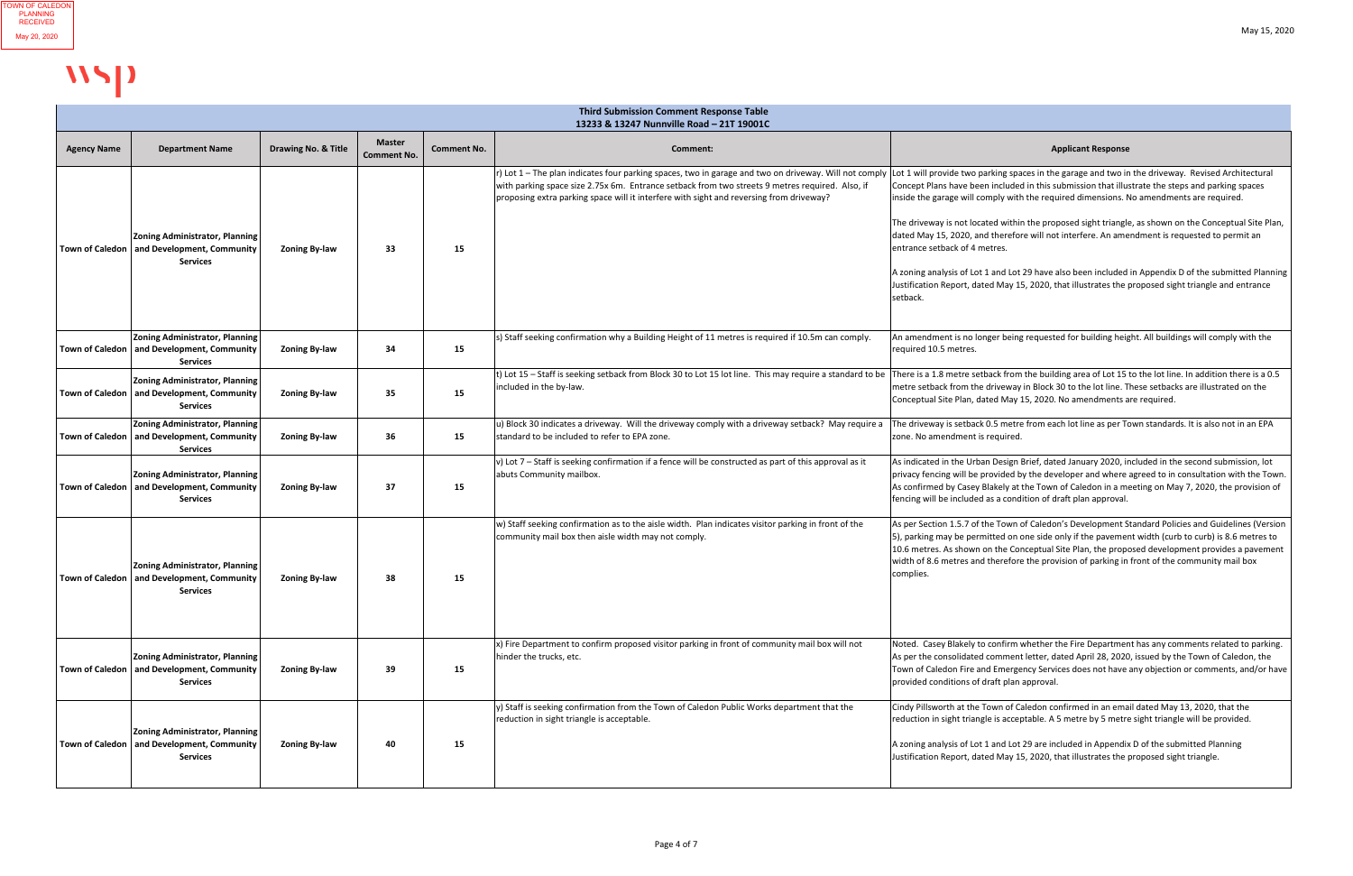TOWN OF CALEDON
PLANNING
RECEIVED
May 20, 2020

May 15, 2020

| Third Submission Comment Response Table<br>13233 & 13247 Nunnville Road – 21T 19001C | | | | | | |
|---|---|---|---|---|---|---|
| **Agency Name** | **Department Name** | **Drawing No. & Title** | **Master Comment No.** | **Comment No.** | **Comment:** | **Applicant Response** |
| Town of Caledon | **Zoning Administrator, Planning and Development, Community Services** | **Zoning By-law** | **33** | **15** | r) Lot 1 – The plan indicates four parking spaces, two in garage and two on driveway. Will not comply with parking space size 2.75x 6m. Entrance setback from two streets 9 metres required. Also, if proposing extra parking space will it interfere with sight and reversing from driveway? | Lot 1 will provide two parking spaces in the garage and two in the driveway. Revised Architectural Concept Plans have been included in this submission that illustrate the steps and parking spaces inside the garage will comply with the required dimensions. No amendments are required.<br><br>The driveway is not located within the proposed sight triangle, as shown on the Conceptual Site Plan, dated May 15, 2020, and therefore will not interfere. An amendment is requested to permit an entrance setback of 4 metres.<br><br>A zoning analysis of Lot 1 and Lot 29 have also been included in Appendix D of the submitted Planning Justification Report, dated May 15, 2020, that illustrates the proposed sight triangle and entrance setback. |
| Town of Caledon | **Zoning Administrator, Planning and Development, Community Services** | **Zoning By-law** | **34** | **15** | s) Staff seeking confirmation why a Building Height of 11 metres is required if 10.5m can comply. | An amendment is no longer being requested for building height. All buildings will comply with the required 10.5 metres. |
| Town of Caledon | **Zoning Administrator, Planning and Development, Community Services** | **Zoning By-law** | **35** | **15** | t) Lot 15 – Staff is seeking setback from Block 30 to Lot 15 lot line. This may require a standard to be included in the by-law. | There is a 1.8 metre setback from the building area of Lot 15 to the lot line. In addition there is a 0.5 metre setback from the driveway in Block 30 to the lot line. These setbacks are illustrated on the Conceptual Site Plan, dated May 15, 2020. No amendments are required. |
| Town of Caledon | **Zoning Administrator, Planning and Development, Community Services** | **Zoning By-law** | **36** | **15** | u) Block 30 indicates a driveway. Will the driveway comply with a driveway setback? May require a standard to be included to refer to EPA zone. | The driveway is setback 0.5 metre from each lot line as per Town standards. It is also not in an EPA zone. No amendment is required. |
| Town of Caledon | **Zoning Administrator, Planning and Development, Community Services** | **Zoning By-law** | **37** | **15** | v) Lot 7 – Staff is seeking confirmation if a fence will be constructed as part of this approval as it abuts Community mailbox. | As indicated in the Urban Design Brief, dated January 2020, included in the second submission, lot privacy fencing will be provided by the developer and where agreed to in consultation with the Town. As confirmed by Casey Blakely at the Town of Caledon in a meeting on May 7, 2020, the provision of fencing will be included as a condition of draft plan approval. |
| Town of Caledon | **Zoning Administrator, Planning and Development, Community Services** | **Zoning By-law** | **38** | **15** | w) Staff seeking confirmation as to the aisle width. Plan indicates visitor parking in front of the community mail box then aisle width may not comply. | As per Section 1.5.7 of the Town of Caledon's Development Standard Policies and Guidelines (Version 5), parking may be permitted on one side only if the pavement width (curb to curb) is 8.6 metres to 10.6 metres. As shown on the Conceptual Site Plan, the proposed development provides a pavement width of 8.6 metres and therefore the provision of parking in front of the community mail box complies. |
| Town of Caledon | **Zoning Administrator, Planning and Development, Community Services** | **Zoning By-law** | **39** | **15** | x) Fire Department to confirm proposed visitor parking in front of community mail box will not hinder the trucks, etc. | Noted. Casey Blakely to confirm whether the Fire Department has any comments related to parking. As per the consolidated comment letter, dated April 28, 2020, issued by the Town of Caledon, the Town of Caledon Fire and Emergency Services does not have any objection or comments, and/or have provided conditions of draft plan approval. |
| Town of Caledon | **Zoning Administrator, Planning and Development, Community Services** | **Zoning By-law** | **40** | **15** | y) Staff is seeking confirmation from the Town of Caledon Public Works department that the reduction in sight triangle is acceptable. | Cindy Pillsworth at the Town of Caledon confirmed in an email dated May 13, 2020, that the reduction in sight triangle is acceptable. A 5 metre by 5 metre sight triangle will be provided.<br><br>A zoning analysis of Lot 1 and Lot 29 are included in Appendix D of the submitted Planning Justification Report, dated May 15, 2020, that illustrates the proposed sight triangle. |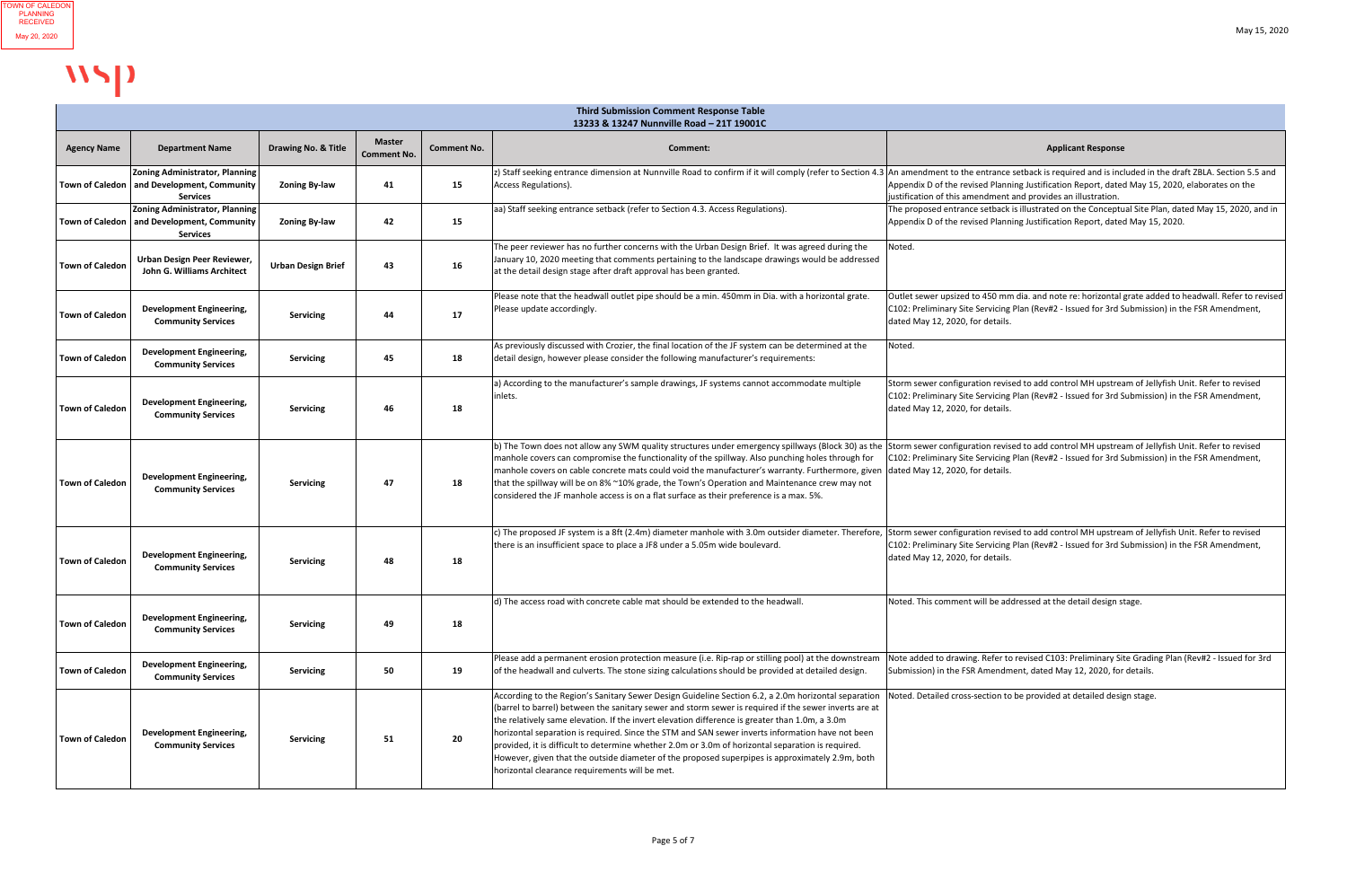TOWN OF CALEDON PLANNING RECEIVED May 20, 2020

May 15, 2020

wsp

| Third Submission Comment Response Table 13233 & 13247 Nunnville Road – 21T 19001C | | | | | | |
|---|---|---|---|---|---|---|
| **Agency Name** | **Department Name** | **Drawing No. & Title** | **Master Comment No.** | **Comment No.** | **Comment:** | **Applicant Response** |
| Town of Caledon | Zoning Administrator, Planning and Development, Community Services | Zoning By-law | 41 | 15 | z) Staff seeking entrance dimension at Nunnville Road to confirm if it will comply (refer to Section 4.3 Access Regulations). | An amendment to the entrance setback is required and is included in the draft ZBLA. Section 5.5 and Appendix D of the revised Planning Justification Report, dated May 15, 2020, elaborates on the justification of this amendment and provides an illustration. |
| Town of Caledon | Zoning Administrator, Planning and Development, Community Services | Zoning By-law | 42 | 15 | aa) Staff seeking entrance setback (refer to Section 4.3. Access Regulations). | The proposed entrance setback is illustrated on the Conceptual Site Plan, dated May 15, 2020, and in Appendix D of the revised Planning Justification Report, dated May 15, 2020. |
| Town of Caledon | Urban Design Peer Reviewer, John G. Williams Architect | Urban Design Brief | 43 | 16 | The peer reviewer has no further concerns with the Urban Design Brief. It was agreed during the January 10, 2020 meeting that comments pertaining to the landscape drawings would be addressed at the detail design stage after draft approval has been granted. | Noted. |
| Town of Caledon | Development Engineering, Community Services | Servicing | 44 | 17 | Please note that the headwall outlet pipe should be a min. 450mm in Dia. with a horizontal grate. Please update accordingly. | Outlet sewer upsized to 450 mm dia. and note re: horizontal grate added to headwall. Refer to revised C102: Preliminary Site Servicing Plan (Rev#2 - Issued for 3rd Submission) in the FSR Amendment, dated May 12, 2020, for details. |
| Town of Caledon | Development Engineering, Community Services | Servicing | 45 | 18 | As previously discussed with Crozier, the final location of the JF system can be determined at the detail design, however please consider the following manufacturer's requirements: | Noted. |
| Town of Caledon | Development Engineering, Community Services | Servicing | 46 | 18 | a) According to the manufacturer's sample drawings, JF systems cannot accommodate multiple inlets. | Storm sewer configuration revised to add control MH upstream of Jellyfish Unit. Refer to revised C102: Preliminary Site Servicing Plan (Rev#2 - Issued for 3rd Submission) in the FSR Amendment, dated May 12, 2020, for details. |
| Town of Caledon | Development Engineering, Community Services | Servicing | 47 | 18 | b) The Town does not allow any SWM quality structures under emergency spillways (Block 30) as the manhole covers can compromise the functionality of the spillway. Also punching holes through for manhole covers on cable concrete mats could void the manufacturer's warranty. Furthermore, given that the spillway will be on 8% ~10% grade, the Town's Operation and Maintenance crew may not considered the JF manhole access is on a flat surface as their preference is a max. 5%. | Storm sewer configuration revised to add control MH upstream of Jellyfish Unit. Refer to revised C102: Preliminary Site Servicing Plan (Rev#2 - Issued for 3rd Submission) in the FSR Amendment, dated May 12, 2020, for details. |
| Town of Caledon | Development Engineering, Community Services | Servicing | 48 | 18 | c) The proposed JF system is a 8ft (2.4m) diameter manhole with 3.0m outsider diameter. Therefore, there is an insufficient space to place a JF8 under a 5.05m wide boulevard. | Storm sewer configuration revised to add control MH upstream of Jellyfish Unit. Refer to revised C102: Preliminary Site Servicing Plan (Rev#2 - Issued for 3rd Submission) in the FSR Amendment, dated May 12, 2020, for details. |
| Town of Caledon | Development Engineering, Community Services | Servicing | 49 | 18 | d) The access road with concrete cable mat should be extended to the headwall. | Noted. This comment will be addressed at the detail design stage. |
| Town of Caledon | Development Engineering, Community Services | Servicing | 50 | 19 | Please add a permanent erosion protection measure (i.e. Rip-rap or stilling pool) at the downstream of the headwall and culverts. The stone sizing calculations should be provided at detailed design. | Note added to drawing. Refer to revised C103: Preliminary Site Grading Plan (Rev#2 - Issued for 3rd Submission) in the FSR Amendment, dated May 12, 2020, for details. |
| Town of Caledon | Development Engineering, Community Services | Servicing | 51 | 20 | According to the Region's Sanitary Sewer Design Guideline Section 6.2, a 2.0m horizontal separation (barrel to barrel) between the sanitary sewer and storm sewer is required if the sewer inverts are at the relatively same elevation. If the invert elevation difference is greater than 1.0m, a 3.0m horizontal separation is required. Since the STM and SAN sewer inverts information have not been provided, it is difficult to determine whether 2.0m or 3.0m of horizontal separation is required. However, given that the outside diameter of the proposed superpipes is approximately 2.9m, both horizontal clearance requirements will be met. | Noted. Detailed cross-section to be provided at detailed design stage. |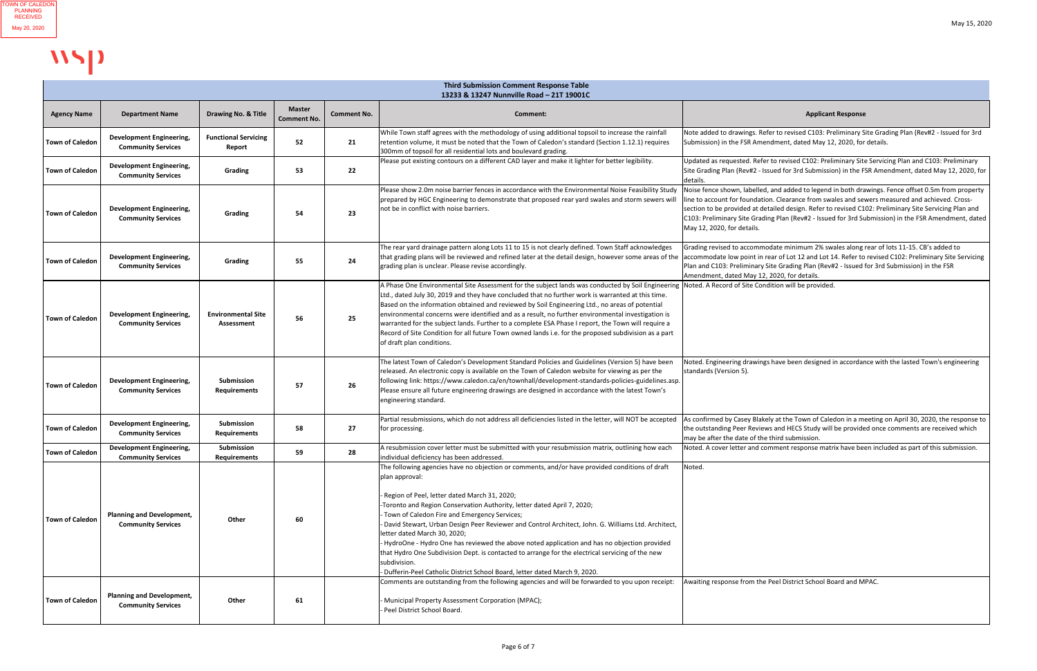TOWN OF CALEDON PLANNING RECEIVED May 20, 2020

May 15, 2020

wsp

| Third Submission Comment Response Table<br>13233 & 13247 Nunnville Road – 21T 19001C | | | | | | |
|---|---|---|---|---|---|---|
| **Agency Name** | **Department Name** | **Drawing No. & Title** | **Master Comment No.** | **Comment No.** | **Comment:** | **Applicant Response** |
| **Town of Caledon** | **Development Engineering, Community Services** | **Functional Servicing Report** | **52** | **21** | While Town staff agrees with the methodology of using additional topsoil to increase the rainfall retention volume, it must be noted that the Town of Caledon's standard (Section 1.12.1) requires 300mm of topsoil for all residential lots and boulevard grading. | Note added to drawings. Refer to revised C103: Preliminary Site Grading Plan (Rev#2 - Issued for 3rd Submission) in the FSR Amendment, dated May 12, 2020, for details. |
| **Town of Caledon** | **Development Engineering, Community Services** | **Grading** | **53** | **22** | Please put existing contours on a different CAD layer and make it lighter for better legibility. | Updated as requested. Refer to revised C102: Preliminary Site Servicing Plan and C103: Preliminary Site Grading Plan (Rev#2 - Issued for 3rd Submission) in the FSR Amendment, dated May 12, 2020, for details. |
| **Town of Caledon** | **Development Engineering, Community Services** | **Grading** | **54** | **23** | Please show 2.0m noise barrier fences in accordance with the Environmental Noise Feasibility Study prepared by HGC Engineering to demonstrate that proposed rear yard swales and storm sewers will not be in conflict with noise barriers. | Noise fence shown, labelled, and added to legend in both drawings. Fence offset 0.5m from property line to account for foundation. Clearance from swales and sewers measured and achieved. Cross-section to be provided at detailed design. Refer to revised C102: Preliminary Site Servicing Plan and C103: Preliminary Site Grading Plan (Rev#2 - Issued for 3rd Submission) in the FSR Amendment, dated May 12, 2020, for details. |
| **Town of Caledon** | **Development Engineering, Community Services** | **Grading** | **55** | **24** | The rear yard drainage pattern along Lots 11 to 15 is not clearly defined. Town Staff acknowledges that grading plans will be reviewed and refined later at the detail design, however some areas of the grading plan is unclear. Please revise accordingly. | Grading revised to accommodate minimum 2% swales along rear of lots 11-15. CB's added to accommodate low point in rear of Lot 12 and Lot 14. Refer to revised C102: Preliminary Site Servicing Plan and C103: Preliminary Site Grading Plan (Rev#2 - Issued for 3rd Submission) in the FSR Amendment, dated May 12, 2020, for details. |
| **Town of Caledon** | **Development Engineering, Community Services** | **Environmental Site Assessment** | **56** | **25** | A Phase One Environmental Site Assessment for the subject lands was conducted by Soil Engineering Ltd., dated July 30, 2019 and they have concluded that no further work is warranted at this time. Based on the information obtained and reviewed by Soil Engineering Ltd., no areas of potential environmental concerns were identified and as a result, no further environmental investigation is warranted for the subject lands. Further to a complete ESA Phase I report, the Town will require a Record of Site Condition for all future Town owned lands i.e. for the proposed subdivision as a part of draft plan conditions. | Noted. A Record of Site Condition will be provided. |
| **Town of Caledon** | **Development Engineering, Community Services** | **Submission Requirements** | **57** | **26** | The latest Town of Caledon's Development Standard Policies and Guidelines (Version 5) have been released. An electronic copy is available on the Town of Caledon website for viewing as per the following link: https://www.caledon.ca/en/townhall/development-standards-policies-guidelines.asp. Please ensure all future engineering drawings are designed in accordance with the latest Town's engineering standard. | Noted. Engineering drawings have been designed in accordance with the lasted Town's engineering standards (Version 5). |
| **Town of Caledon** | **Development Engineering, Community Services** | **Submission Requirements** | **58** | **27** | Partial resubmissions, which do not address all deficiencies listed in the letter, will NOT be accepted for processing. | As confirmed by Casey Blakely at the Town of Caledon in a meeting on April 30, 2020, the response to the outstanding Peer Reviews and HECS Study will be provided once comments are received which may be after the date of the third submission. |
| **Town of Caledon** | **Development Engineering, Community Services** | **Submission Requirements** | **59** | **28** | A resubmission cover letter must be submitted with your resubmission matrix, outlining how each individual deficiency has been addressed. | Noted. A cover letter and comment response matrix have been included as part of this submission. |
| **Town of Caledon** | **Planning and Development, Community Services** | **Other** | **60** | | The following agencies have no objection or comments, and/or have provided conditions of draft plan approval:<br><br>- Region of Peel, letter dated March 31, 2020;<br>-Toronto and Region Conservation Authority, letter dated April 7, 2020;<br>- Town of Caledon Fire and Emergency Services;<br>- David Stewart, Urban Design Peer Reviewer and Control Architect, John. G. Williams Ltd. Architect, letter dated March 30, 2020;<br>- HydroOne - Hydro One has reviewed the above noted application and has no objection provided that Hydro One Subdivision Dept. is contacted to arrange for the electrical servicing of the new subdivision.<br>- Dufferin-Peel Catholic District School Board, letter dated March 9, 2020. | Noted. |
| **Town of Caledon** | **Planning and Development, Community Services** | **Other** | **61** | | Comments are outstanding from the following agencies and will be forwarded to you upon receipt:<br><br>- Municipal Property Assessment Corporation (MPAC);<br>- Peel District School Board. | Awaiting response from the Peel District School Board and MPAC. |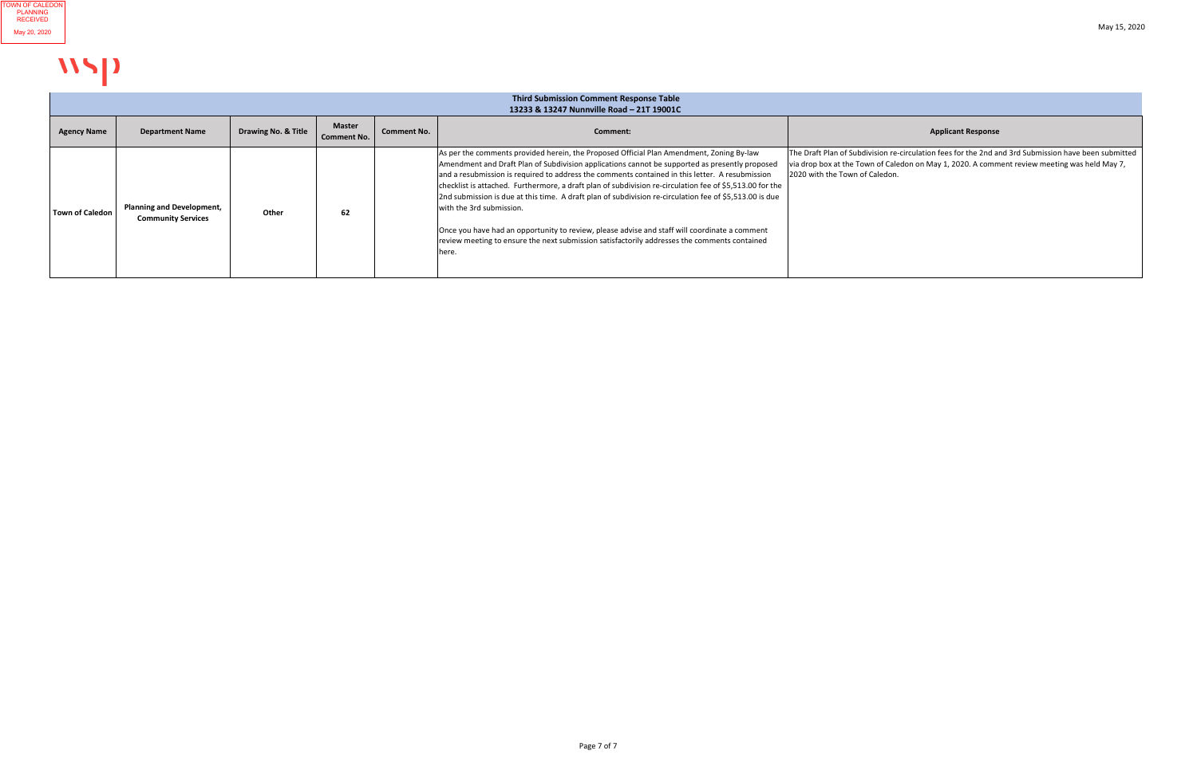TOWN OF CALEDON
PLANNING
RECEIVED
May 20, 2020

May 15, 2020

wsp

**Third Submission Comment Response Table**
**13233 & 13247 Nunnville Road – 21T 19001C**

| Agency Name | Department Name | Drawing No. & Title | Master Comment No. | Comment No. | Comment: | Applicant Response |
|---|---|---|---|---|---|---|
| **Town of Caledon** | **Planning and Development, Community Services** | **Other** | **62** | | As per the comments provided herein, the Proposed Official Plan Amendment, Zoning By-law Amendment and Draft Plan of Subdivision applications cannot be supported as presently proposed and a resubmission is required to address the comments contained in this letter. A resubmission checklist is attached. Furthermore, a draft plan of subdivision re-circulation fee of \$5,513.00 for the 2nd submission is due at this time. A draft plan of subdivision re-circulation fee of \$5,513.00 is due with the 3rd submission.<br><br>Once you have had an opportunity to review, please advise and staff will coordinate a comment review meeting to ensure the next submission satisfactorily addresses the comments contained here. | The Draft Plan of Subdivision re-circulation fees for the 2nd and 3rd Submission have been submitted via drop box at the Town of Caledon on May 1, 2020. A comment review meeting was held May 7, 2020 with the Town of Caledon. |